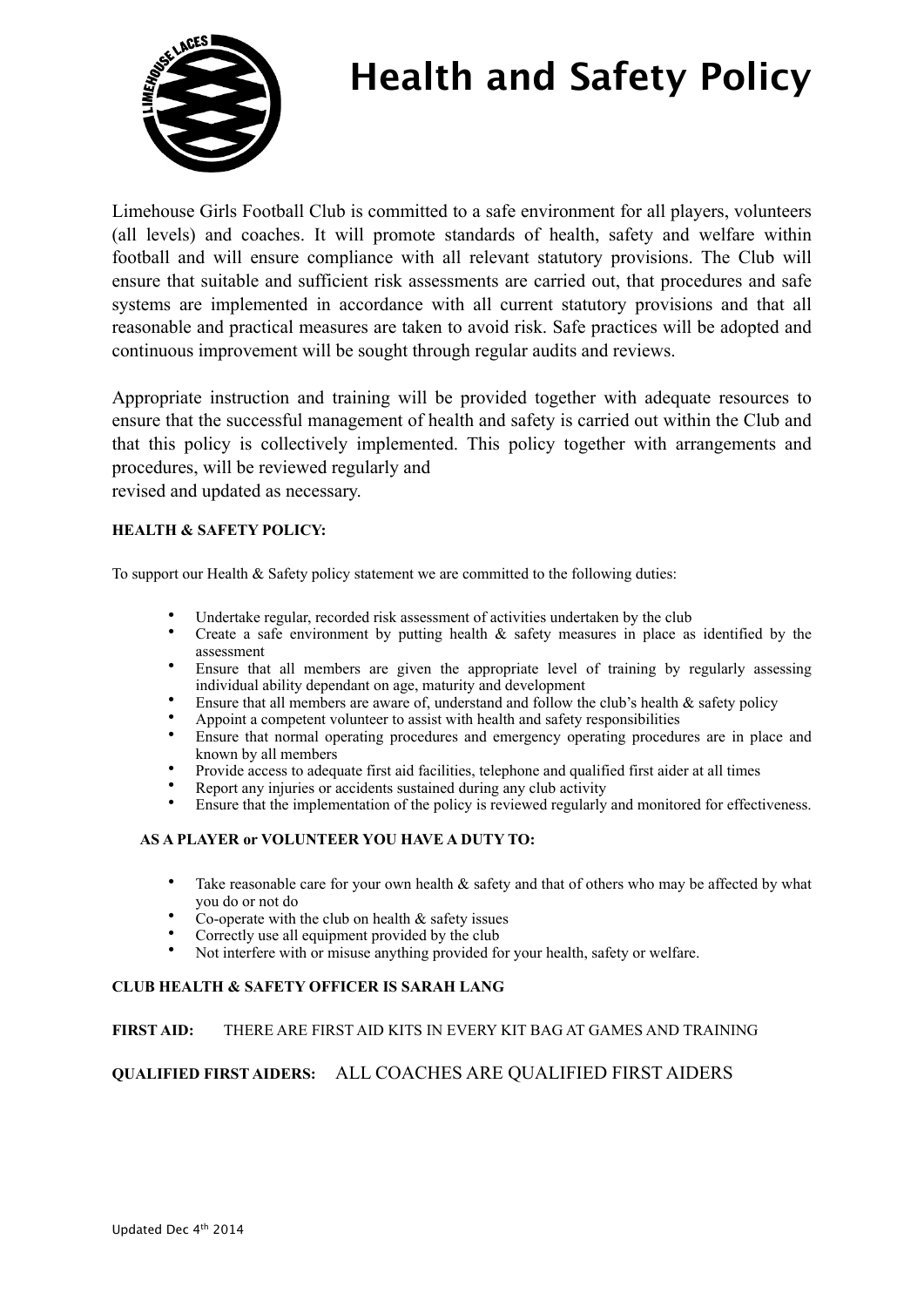# Health and Safety Policy

Limehouse Girls Football Club is committed to a safe environment for all players, volunteers (all levels) and coaches. It will promote standards of health, safety and welfare within football and will ensure compliance with all relevant statutory provisions. The Club will ensure that suitable and sufficient risk assessments are carried out, that procedures and safe systems are implemented in accordance with all current statutory provisions and that all reasonable and practical measures are taken to avoid risk. Safe practices will be adopted and continuous improvement will be sought through regular audits and reviews.

Appropriate instruction and training will be provided together with adequate resources to ensure that the successful management of health and safety is carried out within the Club and that this policy is collectively implemented. This policy together with arrangements and procedures, will be reviewed regularly and
revised and updated as necessary.

**HEALTH & SAFETY POLICY:**

To support our Health & Safety policy statement we are committed to the following duties:

- Undertake regular, recorded risk assessment of activities undertaken by the club
- Create a safe environment by putting health & safety measures in place as identified by the assessment
- Ensure that all members are given the appropriate level of training by regularly assessing individual ability dependant on age, maturity and development
- Ensure that all members are aware of, understand and follow the club's health & safety policy
- Appoint a competent volunteer to assist with health and safety responsibilities
- Ensure that normal operating procedures and emergency operating procedures are in place and known by all members
- Provide access to adequate first aid facilities, telephone and qualified first aider at all times
- Report any injuries or accidents sustained during any club activity
- Ensure that the implementation of the policy is reviewed regularly and monitored for effectiveness.

**AS A PLAYER or VOLUNTEER YOU HAVE A DUTY TO:**

- Take reasonable care for your own health & safety and that of others who may be affected by what you do or not do
- Co-operate with the club on health & safety issues
- Correctly use all equipment provided by the club
- Not interfere with or misuse anything provided for your health, safety or welfare.

**CLUB HEALTH & SAFETY OFFICER IS SARAH LANG**

**FIRST AID:** THERE ARE FIRST AID KITS IN EVERY KIT BAG AT GAMES AND TRAINING

**QUALIFIED FIRST AIDERS:** ALL COACHES ARE QUALIFIED FIRST AIDERS

Updated Dec 4th 2014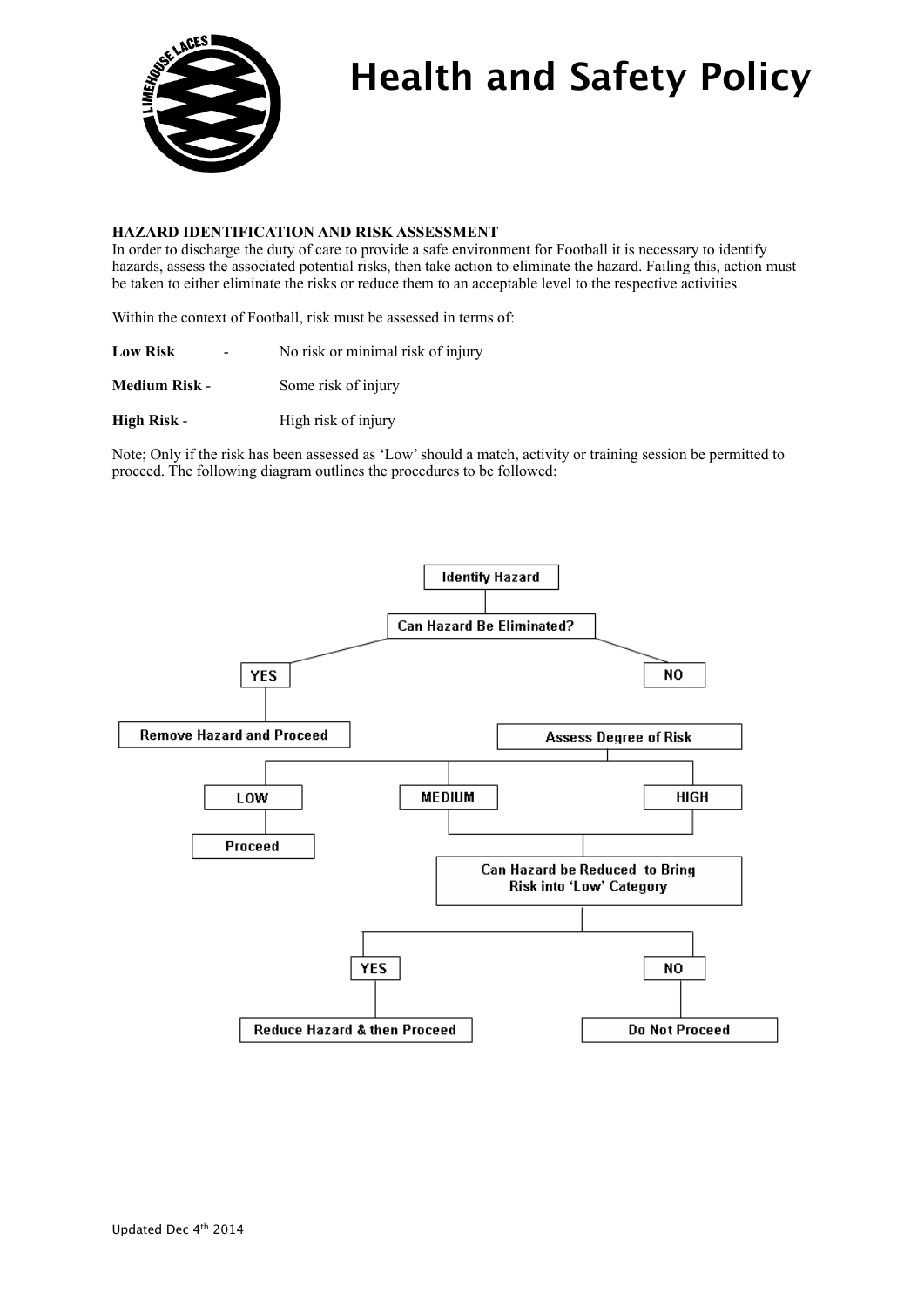**HAZARD IDENTIFICATION AND RISK ASSESSMENT**

In order to discharge the duty of care to provide a safe environment for Football it is necessary to identify hazards, assess the associated potential risks, then take action to eliminate the hazard. Failing this, action must be taken to either eliminate the risks or reduce them to an acceptable level to the respective activities.

Within the context of Football, risk must be assessed in terms of:

**Low Risk** - No risk or minimal risk of injury

**Medium Risk** - Some risk of injury

**High Risk** - High risk of injury

Note; Only if the risk has been assessed as 'Low' should a match, activity or training session be permitted to proceed. The following diagram outlines the procedures to be followed:

- Identify Hazard
  - Can Hazard Be Eliminated?
    - YES
      - Remove Hazard and Proceed
    - NO
      - Assess Degree of Risk
        - LOW
          - Proceed
        - MEDIUM / HIGH
          - Can Hazard be Reduced to Bring Risk into 'Low' Category
            - YES
              - Reduce Hazard & then Proceed
            - NO
              - Do Not Proceed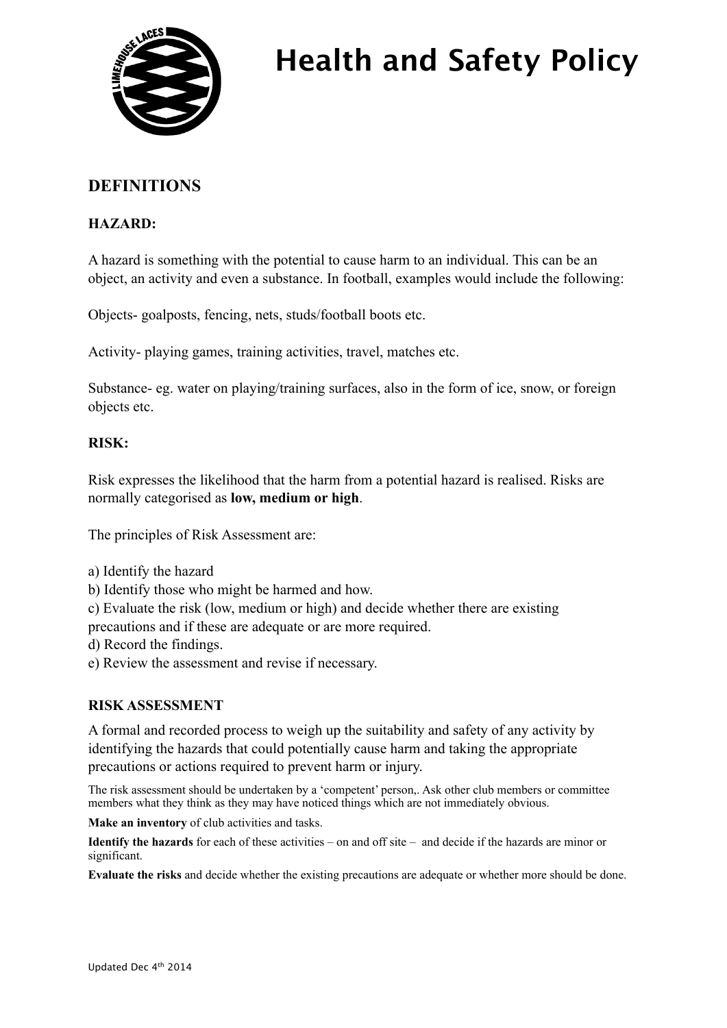# Health and Safety Policy

## DEFINITIONS

### HAZARD:

A hazard is something with the potential to cause harm to an individual. This can be an object, an activity and even a substance. In football, examples would include the following:

Objects- goalposts, fencing, nets, studs/football boots etc.

Activity- playing games, training activities, travel, matches etc.

Substance- eg. water on playing/training surfaces, also in the form of ice, snow, or foreign objects etc.

### RISK:

Risk expresses the likelihood that the harm from a potential hazard is realised. Risks are normally categorised as **low, medium or high**.

The principles of Risk Assessment are:

a) Identify the hazard
b) Identify those who might be harmed and how.
c) Evaluate the risk (low, medium or high) and decide whether there are existing precautions and if these are adequate or are more required.
d) Record the findings.
e) Review the assessment and revise if necessary.

### RISK ASSESSMENT

A formal and recorded process to weigh up the suitability and safety of any activity by identifying the hazards that could potentially cause harm and taking the appropriate precautions or actions required to prevent harm or injury.

The risk assessment should be undertaken by a 'competent' person,. Ask other club members or committee members what they think as they may have noticed things which are not immediately obvious.

**Make an inventory** of club activities and tasks.

**Identify the hazards** for each of these activities – on and off site – and decide if the hazards are minor or significant.

**Evaluate the risks** and decide whether the existing precautions are adequate or whether more should be done.

Updated Dec 4th 2014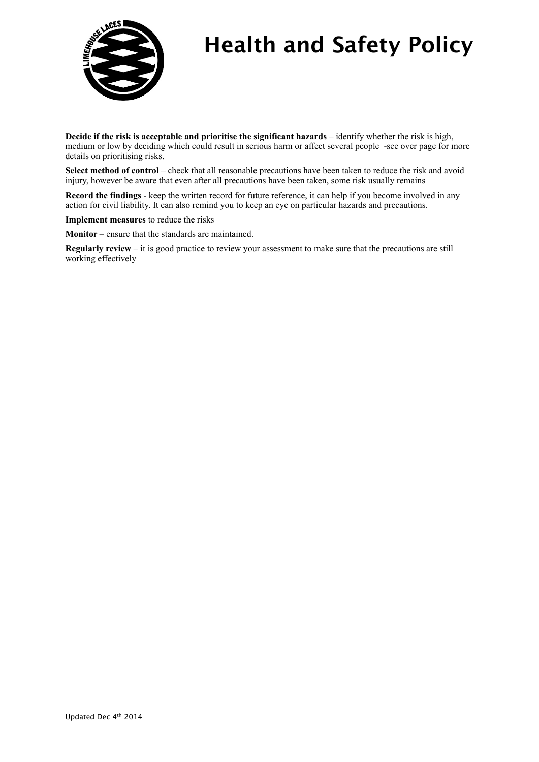# Health and Safety Policy

**Decide if the risk is acceptable and prioritise the significant hazards** – identify whether the risk is high, medium or low by deciding which could result in serious harm or affect several people -see over page for more details on prioritising risks.

**Select method of control** – check that all reasonable precautions have been taken to reduce the risk and avoid injury, however be aware that even after all precautions have been taken, some risk usually remains

**Record the findings** - keep the written record for future reference, it can help if you become involved in any action for civil liability. It can also remind you to keep an eye on particular hazards and precautions.

**Implement measures** to reduce the risks

**Monitor** – ensure that the standards are maintained.

**Regularly review** – it is good practice to review your assessment to make sure that the precautions are still working effectively